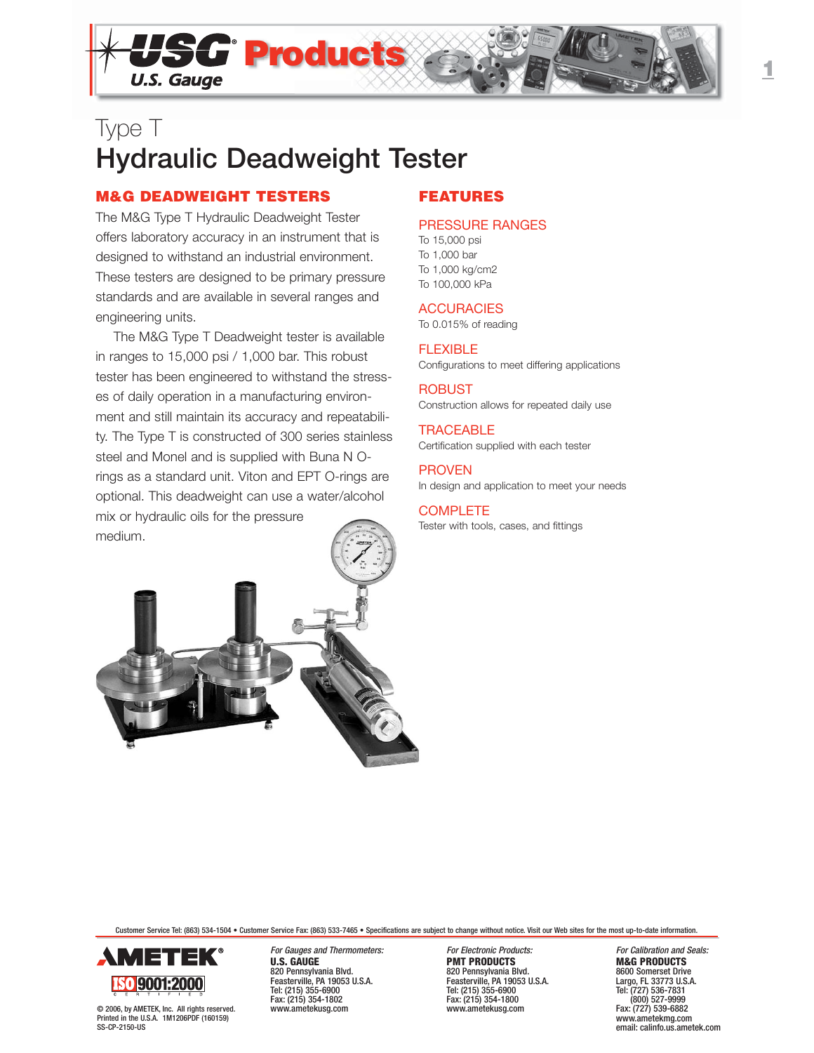# Type T
# Hydraulic Deadweight Tester

## M&G DEADWEIGHT TESTERS

The M&G Type T Hydraulic Deadweight Tester offers laboratory accuracy in an instrument that is designed to withstand an industrial environment. These testers are designed to be primary pressure standards and are available in several ranges and engineering units.

The M&G Type T Deadweight tester is available in ranges to 15,000 psi / 1,000 bar. This robust tester has been engineered to withstand the stresses of daily operation in a manufacturing environment and still maintain its accuracy and repeatability. The Type T is constructed of 300 series stainless steel and Monel and is supplied with Buna N O-rings as a standard unit. Viton and EPT O-rings are optional. This deadweight can use a water/alcohol mix or hydraulic oils for the pressure medium.

## FEATURES

### PRESSURE RANGES
To 15,000 psi
To 1,000 bar
To 1,000 kg/cm2
To 100,000 kPa

### ACCURACIES
To 0.015% of reading

### FLEXIBLE
Configurations to meet differing applications

### ROBUST
Construction allows for repeated daily use

### TRACEABLE
Certification supplied with each tester

### PROVEN
In design and application to meet your needs

### COMPLETE
Tester with tools, cases, and fittings

Customer Service Tel: (863) 534-1504 • Customer Service Fax: (863) 533-7465 • Specifications are subject to change without notice. Visit our Web sites for the most up-to-date information.

AMETEK® ISO 9001:2000 CERTIFIED

© 2006, by AMETEK, Inc. All rights reserved.
Printed in the U.S.A. 1M1206PDF (160159)
SS-CP-2150-US

*For Gauges and Thermometers:*
**U.S. GAUGE**
820 Pennsylvania Blvd.
Feasterville, PA 19053 U.S.A.
Tel: (215) 355-6900
Fax: (215) 354-1802
www.ametekusg.com

*For Electronic Products:*
**PMT PRODUCTS**
820 Pennsylvania Blvd.
Feasterville, PA 19053 U.S.A.
Tel: (215) 355-6900
Fax: (215) 354-1800
www.ametekusg.com

*For Calibration and Seals:*
**M&G PRODUCTS**
8600 Somerset Drive
Largo, FL 33773 U.S.A.
Tel: (727) 536-7831
(800) 527-9999
Fax: (727) 539-6882
www.ametekmg.com
email: calinfo.us.ametek.com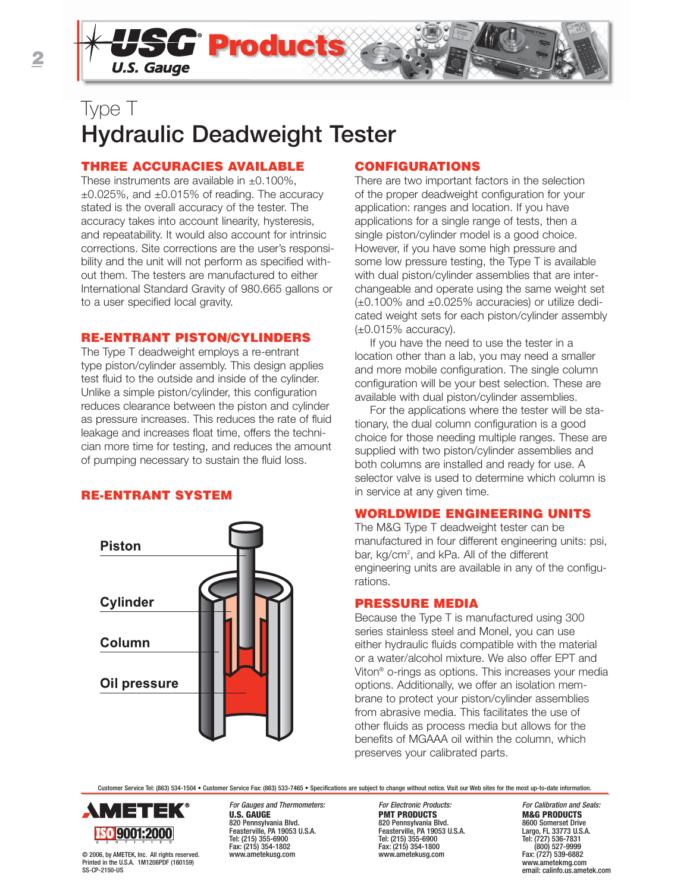# Type T
# Hydraulic Deadweight Tester

## THREE ACCURACIES AVAILABLE

These instruments are available in ±0.100%, ±0.025%, and ±0.015% of reading. The accuracy stated is the overall accuracy of the tester. The accuracy takes into account linearity, hysteresis, and repeatability. It would also account for intrinsic corrections. Site corrections are the user's responsibility and the unit will not perform as specified without them. The testers are manufactured to either International Standard Gravity of 980.665 gallons or to a user specified local gravity.

## RE-ENTRANT PISTON/CYLINDERS

The Type T deadweight employs a re-entrant type piston/cylinder assembly. This design applies test fluid to the outside and inside of the cylinder. Unlike a simple piston/cylinder, this configuration reduces clearance between the piston and cylinder as pressure increases. This reduces the rate of fluid leakage and increases float time, offers the technician more time for testing, and reduces the amount of pumping necessary to sustain the fluid loss.

## RE-ENTRANT SYSTEM

Piston

Cylinder

Column

Oil pressure

## CONFIGURATIONS

There are two important factors in the selection of the proper deadweight configuration for your application: ranges and location. If you have applications for a single range of tests, then a single piston/cylinder model is a good choice. However, if you have some high pressure and some low pressure testing, the Type T is available with dual piston/cylinder assemblies that are interchangeable and operate using the same weight set (±0.100% and ±0.025% accuracies) or utilize dedicated weight sets for each piston/cylinder assembly (±0.015% accuracy).

If you have the need to use the tester in a location other than a lab, you may need a smaller and more mobile configuration. The single column configuration will be your best selection. These are available with dual piston/cylinder assemblies.

For the applications where the tester will be stationary, the dual column configuration is a good choice for those needing multiple ranges. These are supplied with two piston/cylinder assemblies and both columns are installed and ready for use. A selector valve is used to determine which column is in service at any given time.

## WORLDWIDE ENGINEERING UNITS

The M&G Type T deadweight tester can be manufactured in four different engineering units: psi, bar, kg/cm$^2$, and kPa. All of the different engineering units are available in any of the configurations.

## PRESSURE MEDIA

Because the Type T is manufactured using 300 series stainless steel and Monel, you can use either hydraulic fluids compatible with the material or a water/alcohol mixture. We also offer EPT and Viton® o-rings as options. This increases your media options. Additionally, we offer an isolation membrane to protect your piston/cylinder assemblies from abrasive media. This facilitates the use of other fluids as process media but allows for the benefits of MGAAA oil within the column, which preserves your calibrated parts.

Customer Service Tel: (863) 534-1504 • Customer Service Fax: (863) 533-7465 • Specifications are subject to change without notice. Visit our Web sites for the most up-to-date information.

AMETEK® ISO 9001:2000 CERTIFIED

© 2006, by AMETEK, Inc. All rights reserved.
Printed in the U.S.A. 1M1206PDF (160159)
SS-CP-2150-US

*For Gauges and Thermometers:*
**U.S. GAUGE**
820 Pennsylvania Blvd.
Feasterville, PA 19053 U.S.A.
Tel: (215) 355-6900
Fax: (215) 354-1802
www.ametekusg.com

*For Electronic Products:*
**PMT PRODUCTS**
820 Pennsylvania Blvd.
Feasterville, PA 19053 U.S.A.
Tel: (215) 355-6900
Fax: (215) 354-1800
www.ametekusg.com

*For Calibration and Seals:*
**M&G PRODUCTS**
8600 Somerset Drive
Largo, FL 33773 U.S.A.
Tel: (727) 536-7831
(800) 527-9999
Fax: (727) 539-6882
www.ametekmg.com
email: calinfo.us.ametek.com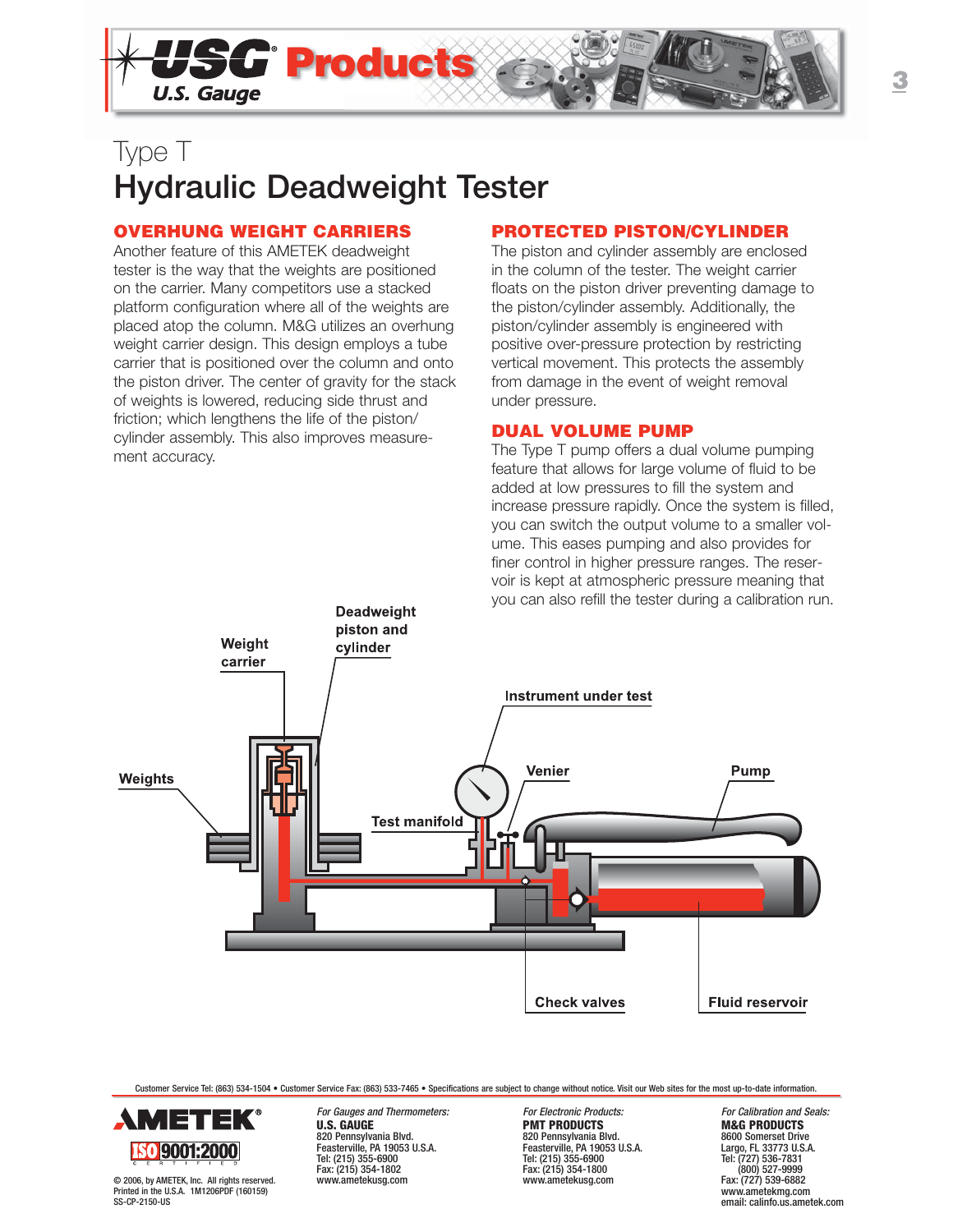# Type T
# Hydraulic Deadweight Tester

## OVERHUNG WEIGHT CARRIERS

Another feature of this AMETEK deadweight tester is the way that the weights are positioned on the carrier. Many competitors use a stacked platform configuration where all of the weights are placed atop the column. M&G utilizes an overhung weight carrier design. This design employs a tube carrier that is positioned over the column and onto the piston driver. The center of gravity for the stack of weights is lowered, reducing side thrust and friction; which lengthens the life of the piston/cylinder assembly. This also improves measurement accuracy.

## PROTECTED PISTON/CYLINDER

The piston and cylinder assembly are enclosed in the column of the tester. The weight carrier floats on the piston driver preventing damage to the piston/cylinder assembly. Additionally, the piston/cylinder assembly is engineered with positive over-pressure protection by restricting vertical movement. This protects the assembly from damage in the event of weight removal under pressure.

## DUAL VOLUME PUMP

The Type T pump offers a dual volume pumping feature that allows for large volume of fluid to be added at low pressures to fill the system and increase pressure rapidly. Once the system is filled, you can switch the output volume to a smaller volume. This eases pumping and also provides for finer control in higher pressure ranges. The reservoir is kept at atmospheric pressure meaning that you can also refill the tester during a calibration run.

Weight carrier
Deadweight piston and cylinder
Instrument under test
Weights
Venier
Pump
Test manifold
Check valves
Fluid reservoir

Customer Service Tel: (863) 534-1504 • Customer Service Fax: (863) 533-7465 • Specifications are subject to change without notice. Visit our Web sites for the most up-to-date information.

AMETEK®
ISO 9001:2000 CERTIFIED

© 2006, by AMETEK, Inc. All rights reserved.
Printed in the U.S.A. 1M1206PDF (160159)
SS-CP-2150-US

*For Gauges and Thermometers:*
**U.S. GAUGE**
820 Pennsylvania Blvd.
Feasterville, PA 19053 U.S.A.
Tel: (215) 355-6900
Fax: (215) 354-1802
www.ametekusg.com

*For Electronic Products:*
**PMT PRODUCTS**
820 Pennsylvania Blvd.
Feasterville, PA 19053 U.S.A.
Tel: (215) 355-6900
Fax: (215) 354-1800
www.ametekusg.com

*For Calibration and Seals:*
**M&G PRODUCTS**
8600 Somerset Drive
Largo, FL 33773 U.S.A.
Tel: (727) 536-7831
(800) 527-9999
Fax: (727) 539-6882
www.ametekmg.com
email: calinfo.us.ametek.com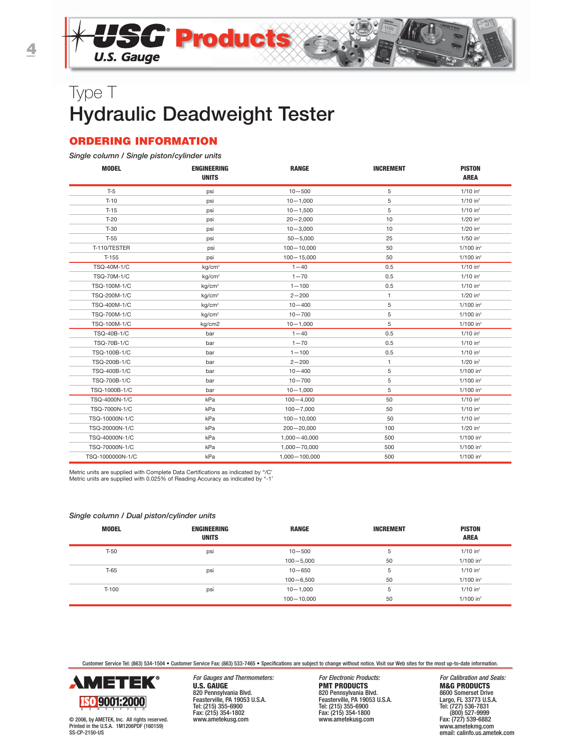# Type T

# Hydraulic Deadweight Tester

## ORDERING INFORMATION

*Single column / Single piston/cylinder units*

| MODEL | ENGINEERING UNITS | RANGE | INCREMENT | PISTON AREA |
|---|---|---|---|---|
| T-5 | psi | 10—500 | 5 | 1/10 in² |
| T-10 | psi | 10—1,000 | 5 | 1/10 in² |
| T-15 | psi | 10—1,500 | 5 | 1/10 in² |
| T-20 | psi | 20—2,000 | 10 | 1/20 in² |
| T-30 | psi | 10—3,000 | 10 | 1/20 in² |
| T-55 | psi | 50—5,000 | 25 | 1/50 in² |
| T-110/TESTER | psi | 100—10,000 | 50 | 1/100 in² |
| T-155 | psi | 100—15,000 | 50 | 1/100 in² |
| TSQ-40M-1/C | kg/cm² | 1—40 | 0.5 | 1/10 in² |
| TSQ-70M-1/C | kg/cm² | 1—70 | 0.5 | 1/10 in² |
| TSQ-100M-1/C | kg/cm² | 1—100 | 0.5 | 1/10 in² |
| TSQ-200M-1/C | kg/cm² | 2—200 | 1 | 1/20 in² |
| TSQ-400M-1/C | kg/cm² | 10—400 | 5 | 1/100 in² |
| TSQ-700M-1/C | kg/cm² | 10—700 | 5 | 1/100 in² |
| TSQ-100M-1/C | kg/cm2 | 10—1,000 | 5 | 1/100 in² |
| TSQ-40B-1/C | bar | 1—40 | 0.5 | 1/10 in² |
| TSQ-70B-1/C | bar | 1—70 | 0.5 | 1/10 in² |
| TSQ-100B-1/C | bar | 1—100 | 0.5 | 1/10 in² |
| TSQ-200B-1/C | bar | 2—200 | 1 | 1/20 in² |
| TSQ-400B-1/C | bar | 10—400 | 5 | 1/100 in² |
| TSQ-700B-1/C | bar | 10—700 | 5 | 1/100 in² |
| TSQ-1000B-1/C | bar | 10—1,000 | 5 | 1/100 in² |
| TSQ-4000N-1/C | kPa | 100—4,000 | 50 | 1/10 in² |
| TSQ-7000N-1/C | kPa | 100—7,000 | 50 | 1/10 in² |
| TSQ-10000N-1/C | kPa | 100—10,000 | 50 | 1/10 in² |
| TSQ-20000N-1/C | kPa | 200—20,000 | 100 | 1/20 in² |
| TSQ-40000N-1/C | kPa | 1,000—40,000 | 500 | 1/100 in² |
| TSQ-70000N-1/C | kPa | 1,000—70,000 | 500 | 1/100 in² |
| TSQ-1000000N-1/C | kPa | 1,000—100,000 | 500 | 1/100 in² |

Metric units are supplied with Complete Data Certifications as indicated by "/C'
Metric units are supplied with 0.025% of Reading Accuracy as indicated by "-1'

*Single column / Dual piston/cylinder units*

| MODEL | ENGINEERING UNITS | RANGE | INCREMENT | PISTON AREA |
|---|---|---|---|---|
| T-50 | psi | 10—500 | 5 | 1/10 in² |
| | | 100—5,000 | 50 | 1/100 in² |
| T-65 | psi | 10—650 | 5 | 1/10 in² |
| | | 100—6,500 | 50 | 1/100 in² |
| T-100 | psi | 10—1,000 | 5 | 1/10 in² |
| | | 100—10,000 | 50 | 1/100 in² |

Customer Service Tel: (863) 534-1504 • Customer Service Fax: (863) 533-7465 • Specifications are subject to change without notice. Visit our Web sites for the most up-to-date information.

AMETEK

ISO 9001:2000 CERTIFIED

© 2006, by AMETEK, Inc. All rights reserved.
Printed in the U.S.A. 1M1206PDF (160159)
SS-CP-2150-US

*For Gauges and Thermometers:*
**U.S. GAUGE**
820 Pennsylvania Blvd.
Feasterville, PA 19053 U.S.A.
Tel: (215) 355-6900
Fax: (215) 354-1802
www.ametekusg.com

*For Electronic Products:*
**PMT PRODUCTS**
820 Pennsylvania Blvd.
Feasterville, PA 19053 U.S.A.
Tel: (215) 355-6900
Fax: (215) 354-1800
www.ametekusg.com

*For Calibration and Seals:*
**M&G PRODUCTS**
8600 Somerset Drive
Largo, FL 33773 U.S.A.
Tel: (727) 536-7831
(800) 527-9999
Fax: (727) 539-6882
www.ametekmg.com
email: calinfo.us.ametek.com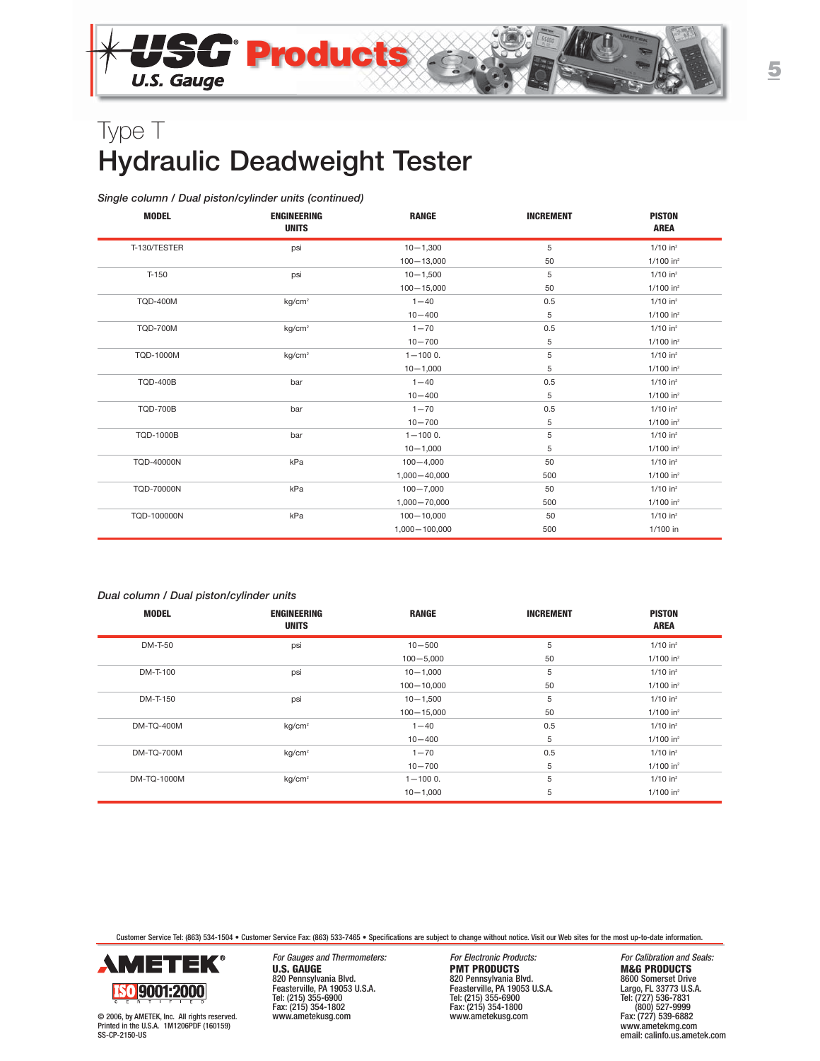# Type T

# Hydraulic Deadweight Tester

*Single column / Dual piston/cylinder units (continued)*

| MODEL | ENGINEERING UNITS | RANGE | INCREMENT | PISTON AREA |
|---|---|---|---|---|
| T-130/TESTER | psi | 10—1,300 | 5 | 1/10 in² |
| | | 100—13,000 | 50 | 1/100 in² |
| T-150 | psi | 10—1,500 | 5 | 1/10 in² |
| | | 100—15,000 | 50 | 1/100 in² |
| TQD-400M | kg/cm² | 1—40 | 0.5 | 1/10 in² |
| | | 10—400 | 5 | 1/100 in² |
| TQD-700M | kg/cm² | 1—70 | 0.5 | 1/10 in² |
| | | 10—700 | 5 | 1/100 in² |
| TQD-1000M | kg/cm² | 1—100 0. | 5 | 1/10 in² |
| | | 10—1,000 | 5 | 1/100 in² |
| TQD-400B | bar | 1—40 | 0.5 | 1/10 in² |
| | | 10—400 | 5 | 1/100 in² |
| TQD-700B | bar | 1—70 | 0.5 | 1/10 in² |
| | | 10—700 | 5 | 1/100 in² |
| TQD-1000B | bar | 1—100 0. | 5 | 1/10 in² |
| | | 10—1,000 | 5 | 1/100 in² |
| TQD-40000N | kPa | 100—4,000 | 50 | 1/10 in² |
| | | 1,000—40,000 | 500 | 1/100 in² |
| TQD-70000N | kPa | 100—7,000 | 50 | 1/10 in² |
| | | 1,000—70,000 | 500 | 1/100 in² |
| TQD-100000N | kPa | 100—10,000 | 50 | 1/10 in² |
| | | 1,000—100,000 | 500 | 1/100 in |

*Dual column / Dual piston/cylinder units*

| MODEL | ENGINEERING UNITS | RANGE | INCREMENT | PISTON AREA |
|---|---|---|---|---|
| DM-T-50 | psi | 10—500 | 5 | 1/10 in² |
| | | 100—5,000 | 50 | 1/100 in² |
| DM-T-100 | psi | 10—1,000 | 5 | 1/10 in² |
| | | 100—10,000 | 50 | 1/100 in² |
| DM-T-150 | psi | 10—1,500 | 5 | 1/10 in² |
| | | 100—15,000 | 50 | 1/100 in² |
| DM-TQ-400M | kg/cm² | 1—40 | 0.5 | 1/10 in² |
| | | 10—400 | 5 | 1/100 in² |
| DM-TQ-700M | kg/cm² | 1—70 | 0.5 | 1/10 in² |
| | | 10—700 | 5 | 1/100 in² |
| DM-TQ-1000M | kg/cm² | 1—100 0. | 5 | 1/10 in² |
| | | 10—1,000 | 5 | 1/100 in² |

Customer Service Tel: (863) 534-1504 • Customer Service Fax: (863) 533-7465 • Specifications are subject to change without notice. Visit our Web sites for the most up-to-date information.

AMETEK

ISO 9001:2000 CERTIFIED

© 2006, by AMETEK, Inc. All rights reserved.
Printed in the U.S.A. 1M1206PDF (160159)
SS-CP-2150-US

*For Gauges and Thermometers:*
**U.S. GAUGE**
820 Pennsylvania Blvd.
Feasterville, PA 19053 U.S.A.
Tel: (215) 355-6900
Fax: (215) 354-1802
www.ametekusg.com

*For Electronic Products:*
**PMT PRODUCTS**
820 Pennsylvania Blvd.
Feasterville, PA 19053 U.S.A.
Tel: (215) 355-6900
Fax: (215) 354-1800
www.ametekusg.com

*For Calibration and Seals:*
**M&G PRODUCTS**
8600 Somerset Drive
Largo, FL 33773 U.S.A.
Tel: (727) 536-7831
(800) 527-9999
Fax: (727) 539-6882
www.ametekmg.com
email: calinfo.us.ametek.com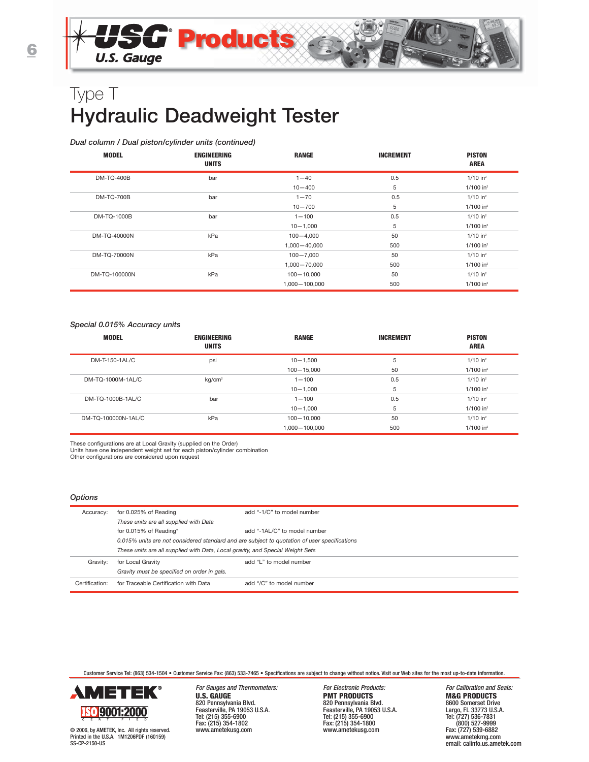# Type T
# Hydraulic Deadweight Tester

*Dual column / Dual piston/cylinder units (continued)*

| MODEL | ENGINEERING UNITS | RANGE | INCREMENT | PISTON AREA |
|---|---|---|---|---|
| DM-TQ-400B | bar | 1—40 | 0.5 | 1/10 in² |
| | | 10—400 | 5 | 1/100 in² |
| DM-TQ-700B | bar | 1—70 | 0.5 | 1/10 in² |
| | | 10—700 | 5 | 1/100 in² |
| DM-TQ-1000B | bar | 1—100 | 0.5 | 1/10 in² |
| | | 10—1,000 | 5 | 1/100 in² |
| DM-TQ-40000N | kPa | 100—4,000 | 50 | 1/10 in² |
| | | 1,000—40,000 | 500 | 1/100 in² |
| DM-TQ-70000N | kPa | 100—7,000 | 50 | 1/10 in² |
| | | 1,000—70,000 | 500 | 1/100 in² |
| DM-TQ-100000N | kPa | 100—10,000 | 50 | 1/10 in² |
| | | 1,000—100,000 | 500 | 1/100 in² |

*Special 0.015% Accuracy units*

| MODEL | ENGINEERING UNITS | RANGE | INCREMENT | PISTON AREA |
|---|---|---|---|---|
| DM-T-150-1AL/C | psi | 10—1,500 | 5 | 1/10 in² |
| | | 100—15,000 | 50 | 1/100 in² |
| DM-TQ-1000M-1AL/C | kg/cm² | 1—100 | 0.5 | 1/10 in² |
| | | 10—1,000 | 5 | 1/100 in² |
| DM-TQ-1000B-1AL/C | bar | 1—100 | 0.5 | 1/10 in² |
| | | 10—1,000 | 5 | 1/100 in² |
| DM-TQ-100000N-1AL/C | kPa | 100—10,000 | 50 | 1/10 in² |
| | | 1,000—100,000 | 500 | 1/100 in² |

These configurations are at Local Gravity (supplied on the Order)
Units have one independent weight set for each piston/cylinder combination
Other configurations are considered upon request

*Options*

| | | |
|---|---|---|
| Accuracy: | for 0.025% of Reading | add "-1/C" to model number |
| | *These units are all supplied with Data* | |
| | for 0.015% of Reading* | add "-1AL/C" to model number |
| | *0.015% units are not considered standard and are subject to quotation of user specifications* | |
| | *These units are all supplied with Data, Local gravity, and Special Weight Sets* | |
| Gravity: | for Local Gravity | add "L" to model number |
| | *Gravity must be specified on order in gals.* | |
| Certification: | for Traceable Certification with Data | add "/C" to model number |

Customer Service Tel: (863) 534-1504 • Customer Service Fax: (863) 533-7465 • Specifications are subject to change without notice. Visit our Web sites for the most up-to-date information.

AMETEK® ISO 9001:2000 CERTIFIED

© 2006, by AMETEK, Inc. All rights reserved.
Printed in the U.S.A. 1M1206PDF (160159)
SS-CP-2150-US

*For Gauges and Thermometers:*
**U.S. GAUGE**
820 Pennsylvania Blvd.
Feasterville, PA 19053 U.S.A.
Tel: (215) 355-6900
Fax: (215) 354-1802
www.ametekusg.com

*For Electronic Products:*
**PMT PRODUCTS**
820 Pennsylvania Blvd.
Feasterville, PA 19053 U.S.A.
Tel: (215) 355-6900
Fax: (215) 354-1800
www.ametekusg.com

*For Calibration and Seals:*
**M&G PRODUCTS**
8600 Somerset Drive
Largo, FL 33773 U.S.A.
Tel: (727) 536-7831
(800) 527-9999
Fax: (727) 539-6882
www.ametekmg.com
email: calinfo.us.ametek.com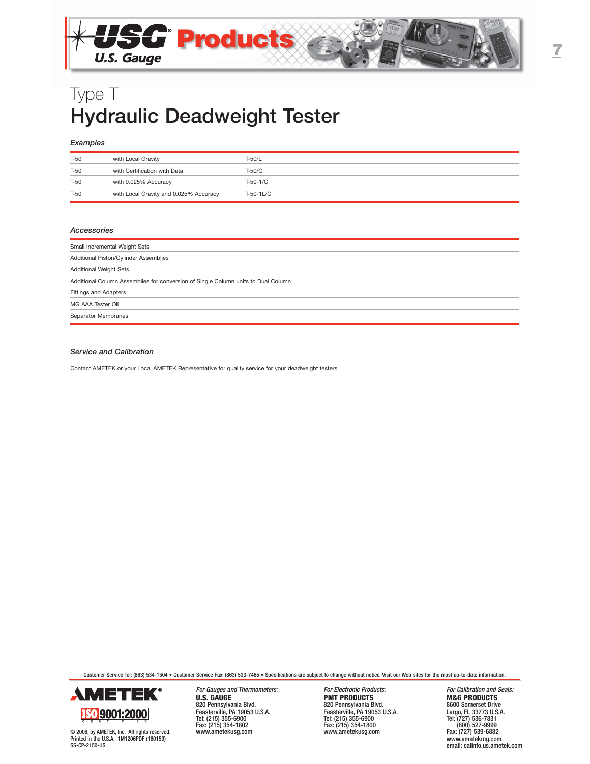# Type T
# Hydraulic Deadweight Tester

### *Examples*

| | | |
|---|---|---|
| T-50 | with Local Gravity | T-50/L |
| T-50 | with Certification with Data | T-50/C |
| T-50 | with 0.025% Accuracy | T-50-1/C |
| T-50 | with Local Gravity and 0.025% Accuracy | T-50-1L/C |

### *Accessories*

| |
|---|
| Small Incremental Weight Sets |
| Additional Piston/Cylinder Assemblies |
| Additional Weight Sets |
| Additional Column Assemblies for conversion of Single Column units to Dual Column |
| Fittings and Adapters |
| MG AAA Tester Oil |
| Separator Membranes |

### *Service and Calibration*

Contact AMETEK or your Local AMETEK Representative for quality service for your deadweight testers

Customer Service Tel: (863) 534-1504 • Customer Service Fax: (863) 533-7465 • Specifications are subject to change without notice. Visit our Web sites for the most up-to-date information.

AMETEK®

ISO 9001:2000 CERTIFIED

© 2006, by AMETEK, Inc. All rights reserved.
Printed in the U.S.A. 1M1206PDF (160159)
SS-CP-2150-US

*For Gauges and Thermometers:*
**U.S. GAUGE**
820 Pennsylvania Blvd.
Feasterville, PA 19053 U.S.A.
Tel: (215) 355-6900
Fax: (215) 354-1802
www.ametekusg.com

*For Electronic Products:*
**PMT PRODUCTS**
820 Pennsylvania Blvd.
Feasterville, PA 19053 U.S.A.
Tel: (215) 355-6900
Fax: (215) 354-1800
www.ametekusg.com

*For Calibration and Seals:*
**M&G PRODUCTS**
8600 Somerset Drive
Largo, FL 33773 U.S.A.
Tel: (727) 536-7831
(800) 527-9999
Fax: (727) 539-6882
www.ametekmg.com
email: calinfo.us.ametek.com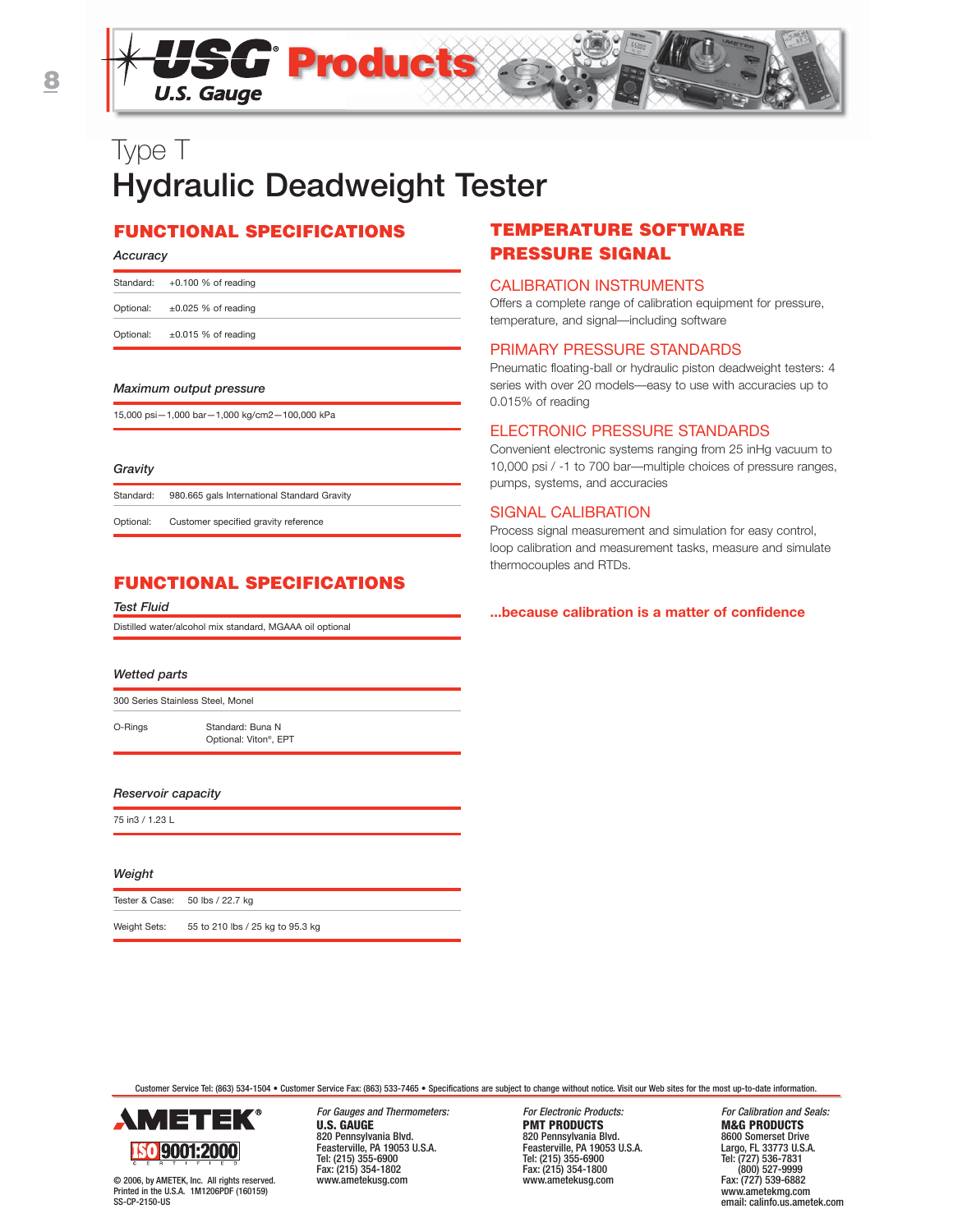# Type T
# Hydraulic Deadweight Tester

## FUNCTIONAL SPECIFICATIONS

*Accuracy*

| | |
|---|---|
| Standard: | +0.100 % of reading |
| Optional: | ±0.025 % of reading |
| Optional: | ±0.015 % of reading |

*Maximum output pressure*

15,000 psi—1,000 bar—1,000 kg/cm2—100,000 kPa

*Gravity*

| | |
|---|---|
| Standard: | 980.665 gals International Standard Gravity |
| Optional: | Customer specified gravity reference |

## FUNCTIONAL SPECIFICATIONS

*Test Fluid*

Distilled water/alcohol mix standard, MGAAA oil optional

*Wetted parts*

300 Series Stainless Steel, Monel

| | |
|---|---|
| O-Rings | Standard: Buna N<br>Optional: Viton®, EPT |

*Reservoir capacity*

75 in3 / 1.23 L

*Weight*

| | |
|---|---|
| Tester & Case: | 50 lbs / 22.7 kg |
| Weight Sets: | 55 to 210 lbs / 25 kg to 95.3 kg |

## TEMPERATURE SOFTWARE PRESSURE SIGNAL

### CALIBRATION INSTRUMENTS

Offers a complete range of calibration equipment for pressure, temperature, and signal—including software

### PRIMARY PRESSURE STANDARDS

Pneumatic floating-ball or hydraulic piston deadweight testers: 4 series with over 20 models—easy to use with accuracies up to 0.015% of reading

### ELECTRONIC PRESSURE STANDARDS

Convenient electronic systems ranging from 25 inHg vacuum to 10,000 psi / -1 to 700 bar—multiple choices of pressure ranges, pumps, systems, and accuracies

### SIGNAL CALIBRATION

Process signal measurement and simulation for easy control, loop calibration and measurement tasks, measure and simulate thermocouples and RTDs.

**...because calibration is a matter of confidence**

Customer Service Tel: (863) 534-1504 • Customer Service Fax: (863) 533-7465 • Specifications are subject to change without notice. Visit our Web sites for the most up-to-date information.

AMETEK®
ISO 9001:2000 CERTIFIED

© 2006, by AMETEK, Inc. All rights reserved.
Printed in the U.S.A. 1M1206PDF (160159)
SS-CP-2150-US

*For Gauges and Thermometers:*
**U.S. GAUGE**
820 Pennsylvania Blvd.
Feasterville, PA 19053 U.S.A.
Tel: (215) 355-6900
Fax: (215) 354-1802
www.ametekusg.com

*For Electronic Products:*
**PMT PRODUCTS**
820 Pennsylvania Blvd.
Feasterville, PA 19053 U.S.A.
Tel: (215) 355-6900
Fax: (215) 354-1800
www.ametekusg.com

*For Calibration and Seals:*
**M&G PRODUCTS**
8600 Somerset Drive
Largo, FL 33773 U.S.A.
Tel: (727) 536-7831
(800) 527-9999
Fax: (727) 539-6882
www.ametekmg.com
email: calinfo.us.ametek.com